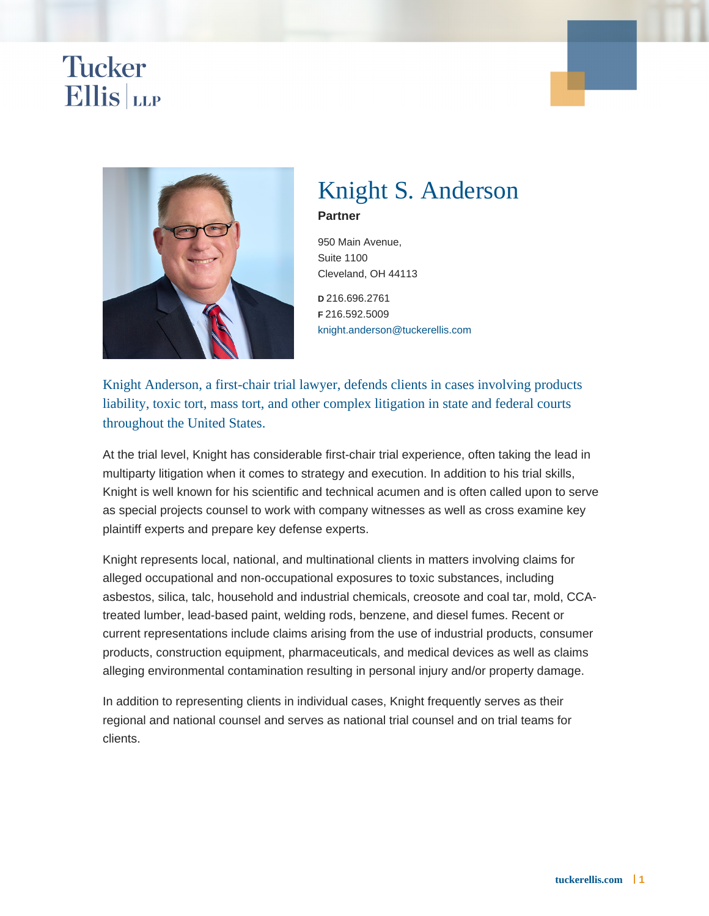Tucker Ellis LLP

# Knight S. Anderson

**Partner**

950 Main Avenue,
Suite 1100
Cleveland, OH 44113

**D** 216.696.2761
**F** 216.592.5009
knight.anderson@tuckerellis.com

Knight Anderson, a first-chair trial lawyer, defends clients in cases involving products liability, toxic tort, mass tort, and other complex litigation in state and federal courts throughout the United States.

At the trial level, Knight has considerable first-chair trial experience, often taking the lead in multiparty litigation when it comes to strategy and execution. In addition to his trial skills, Knight is well known for his scientific and technical acumen and is often called upon to serve as special projects counsel to work with company witnesses as well as cross examine key plaintiff experts and prepare key defense experts.

Knight represents local, national, and multinational clients in matters involving claims for alleged occupational and non-occupational exposures to toxic substances, including asbestos, silica, talc, household and industrial chemicals, creosote and coal tar, mold, CCA-treated lumber, lead-based paint, welding rods, benzene, and diesel fumes. Recent or current representations include claims arising from the use of industrial products, consumer products, construction equipment, pharmaceuticals, and medical devices as well as claims alleging environmental contamination resulting in personal injury and/or property damage.

In addition to representing clients in individual cases, Knight frequently serves as their regional and national counsel and serves as national trial counsel and on trial teams for clients.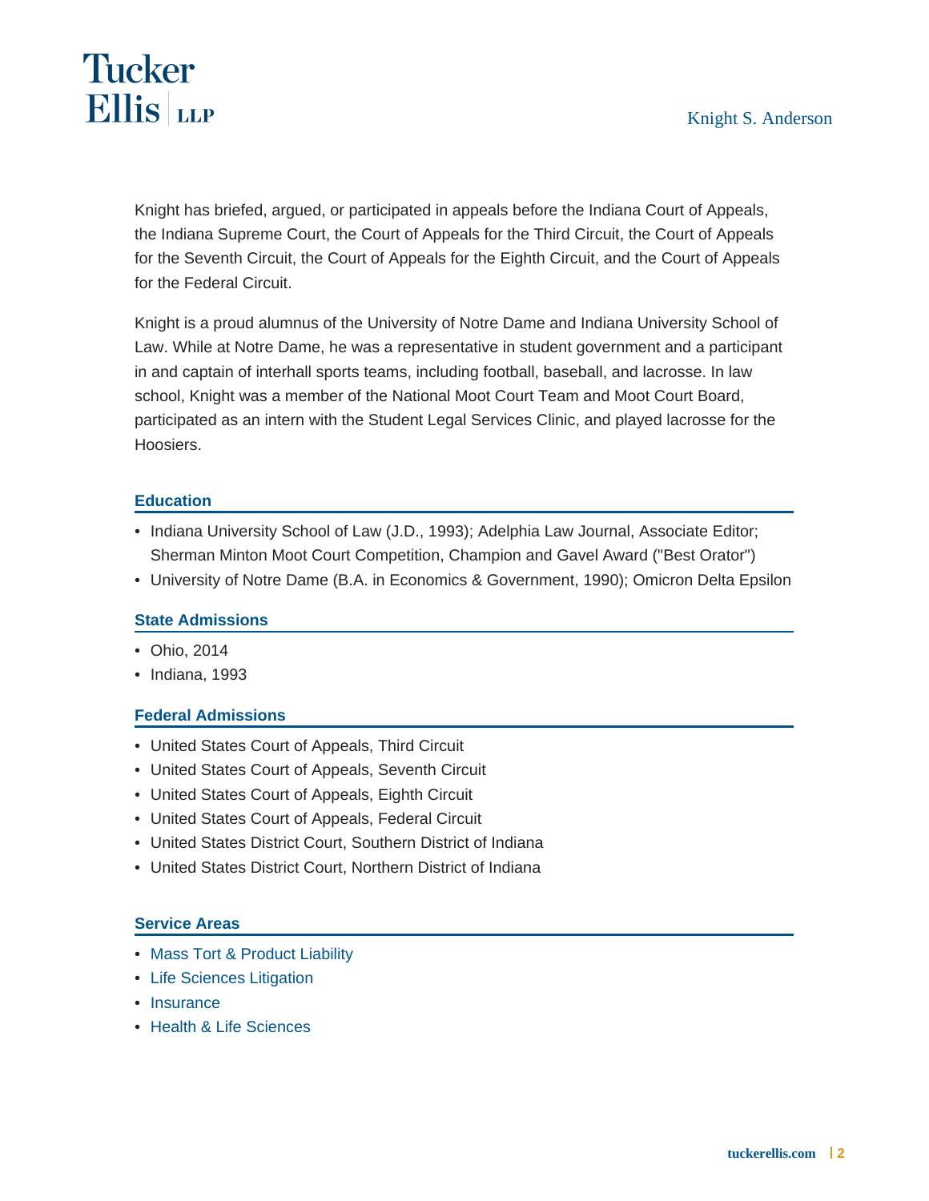Knight has briefed, argued, or participated in appeals before the Indiana Court of Appeals, the Indiana Supreme Court, the Court of Appeals for the Third Circuit, the Court of Appeals for the Seventh Circuit, the Court of Appeals for the Eighth Circuit, and the Court of Appeals for the Federal Circuit.

Knight is a proud alumnus of the University of Notre Dame and Indiana University School of Law. While at Notre Dame, he was a representative in student government and a participant in and captain of interhall sports teams, including football, baseball, and lacrosse. In law school, Knight was a member of the National Moot Court Team and Moot Court Board, participated as an intern with the Student Legal Services Clinic, and played lacrosse for the Hoosiers.

## Education

- Indiana University School of Law (J.D., 1993); Adelphia Law Journal, Associate Editor; Sherman Minton Moot Court Competition, Champion and Gavel Award ("Best Orator")
- University of Notre Dame (B.A. in Economics & Government, 1990); Omicron Delta Epsilon

## State Admissions

- Ohio, 2014
- Indiana, 1993

## Federal Admissions

- United States Court of Appeals, Third Circuit
- United States Court of Appeals, Seventh Circuit
- United States Court of Appeals, Eighth Circuit
- United States Court of Appeals, Federal Circuit
- United States District Court, Southern District of Indiana
- United States District Court, Northern District of Indiana

## Service Areas

- Mass Tort & Product Liability
- Life Sciences Litigation
- Insurance
- Health & Life Sciences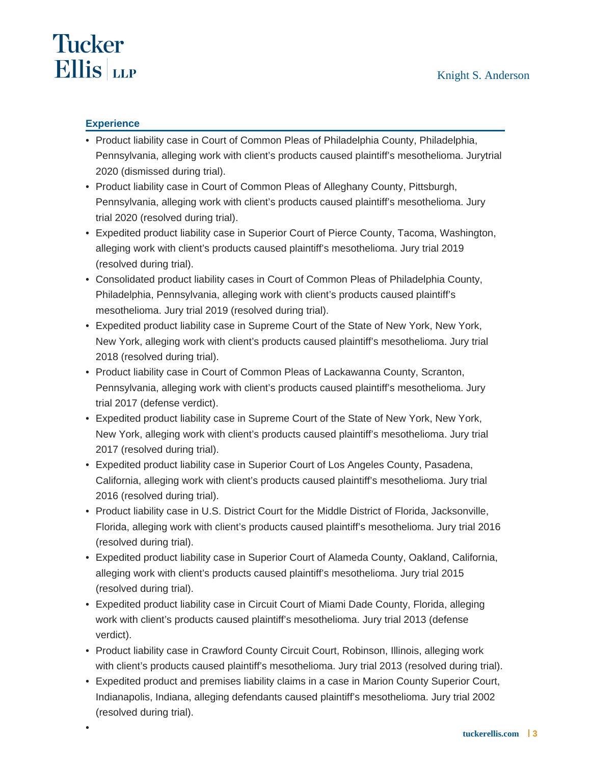## Experience

- Product liability case in Court of Common Pleas of Philadelphia County, Philadelphia, Pennsylvania, alleging work with client's products caused plaintiff's mesothelioma. Jurytrial 2020 (dismissed during trial).
- Product liability case in Court of Common Pleas of Alleghany County, Pittsburgh, Pennsylvania, alleging work with client's products caused plaintiff's mesothelioma. Jury trial 2020 (resolved during trial).
- Expedited product liability case in Superior Court of Pierce County, Tacoma, Washington, alleging work with client's products caused plaintiff's mesothelioma. Jury trial 2019 (resolved during trial).
- Consolidated product liability cases in Court of Common Pleas of Philadelphia County, Philadelphia, Pennsylvania, alleging work with client's products caused plaintiff's mesothelioma. Jury trial 2019 (resolved during trial).
- Expedited product liability case in Supreme Court of the State of New York, New York, New York, alleging work with client's products caused plaintiff's mesothelioma. Jury trial 2018 (resolved during trial).
- Product liability case in Court of Common Pleas of Lackawanna County, Scranton, Pennsylvania, alleging work with client's products caused plaintiff's mesothelioma. Jury trial 2017 (defense verdict).
- Expedited product liability case in Supreme Court of the State of New York, New York, New York, alleging work with client's products caused plaintiff's mesothelioma. Jury trial 2017 (resolved during trial).
- Expedited product liability case in Superior Court of Los Angeles County, Pasadena, California, alleging work with client's products caused plaintiff's mesothelioma. Jury trial 2016 (resolved during trial).
- Product liability case in U.S. District Court for the Middle District of Florida, Jacksonville, Florida, alleging work with client's products caused plaintiff's mesothelioma. Jury trial 2016 (resolved during trial).
- Expedited product liability case in Superior Court of Alameda County, Oakland, California, alleging work with client's products caused plaintiff's mesothelioma. Jury trial 2015 (resolved during trial).
- Expedited product liability case in Circuit Court of Miami Dade County, Florida, alleging work with client's products caused plaintiff's mesothelioma. Jury trial 2013 (defense verdict).
- Product liability case in Crawford County Circuit Court, Robinson, Illinois, alleging work with client's products caused plaintiff's mesothelioma. Jury trial 2013 (resolved during trial).
- Expedited product and premises liability claims in a case in Marion County Superior Court, Indianapolis, Indiana, alleging defendants caused plaintiff's mesothelioma. Jury trial 2002 (resolved during trial).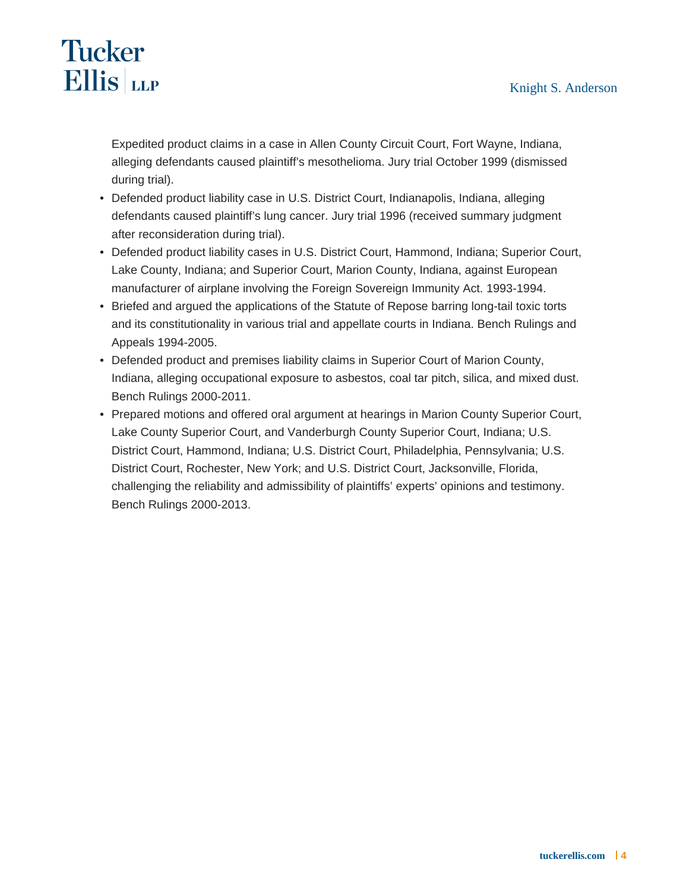Expedited product claims in a case in Allen County Circuit Court, Fort Wayne, Indiana, alleging defendants caused plaintiff's mesothelioma. Jury trial October 1999 (dismissed during trial).

- Defended product liability case in U.S. District Court, Indianapolis, Indiana, alleging defendants caused plaintiff's lung cancer. Jury trial 1996 (received summary judgment after reconsideration during trial).
- Defended product liability cases in U.S. District Court, Hammond, Indiana; Superior Court, Lake County, Indiana; and Superior Court, Marion County, Indiana, against European manufacturer of airplane involving the Foreign Sovereign Immunity Act. 1993-1994.
- Briefed and argued the applications of the Statute of Repose barring long-tail toxic torts and its constitutionality in various trial and appellate courts in Indiana. Bench Rulings and Appeals 1994-2005.
- Defended product and premises liability claims in Superior Court of Marion County, Indiana, alleging occupational exposure to asbestos, coal tar pitch, silica, and mixed dust. Bench Rulings 2000-2011.
- Prepared motions and offered oral argument at hearings in Marion County Superior Court, Lake County Superior Court, and Vanderburgh County Superior Court, Indiana; U.S. District Court, Hammond, Indiana; U.S. District Court, Philadelphia, Pennsylvania; U.S. District Court, Rochester, New York; and U.S. District Court, Jacksonville, Florida, challenging the reliability and admissibility of plaintiffs' experts' opinions and testimony. Bench Rulings 2000-2013.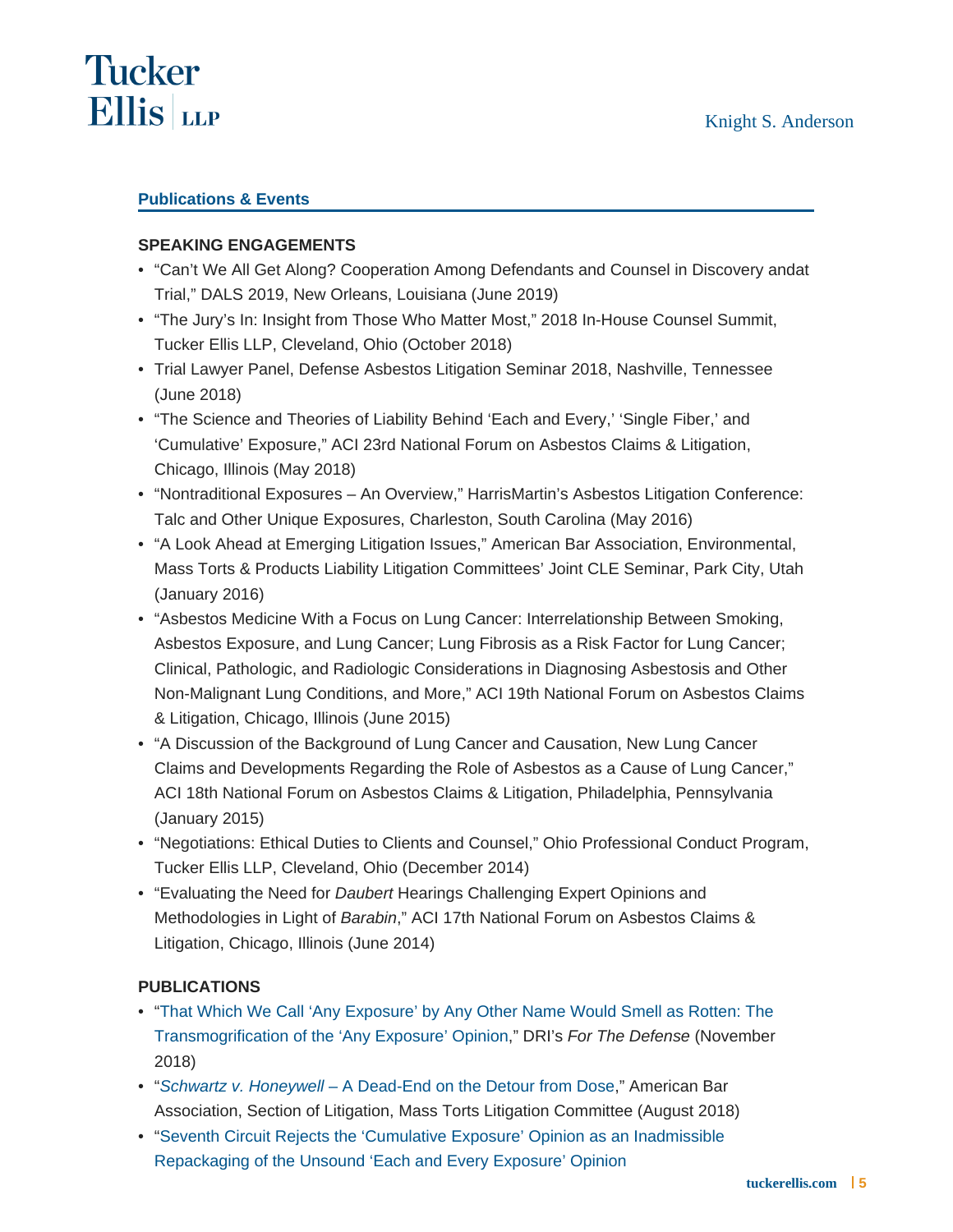## Publications & Events

### SPEAKING ENGAGEMENTS

- "Can't We All Get Along? Cooperation Among Defendants and Counsel in Discovery andat Trial," DALS 2019, New Orleans, Louisiana (June 2019)
- "The Jury's In: Insight from Those Who Matter Most," 2018 In-House Counsel Summit, Tucker Ellis LLP, Cleveland, Ohio (October 2018)
- Trial Lawyer Panel, Defense Asbestos Litigation Seminar 2018, Nashville, Tennessee (June 2018)
- "The Science and Theories of Liability Behind 'Each and Every,' 'Single Fiber,' and 'Cumulative' Exposure," ACI 23rd National Forum on Asbestos Claims & Litigation, Chicago, Illinois (May 2018)
- "Nontraditional Exposures – An Overview," HarrisMartin's Asbestos Litigation Conference: Talc and Other Unique Exposures, Charleston, South Carolina (May 2016)
- "A Look Ahead at Emerging Litigation Issues," American Bar Association, Environmental, Mass Torts & Products Liability Litigation Committees' Joint CLE Seminar, Park City, Utah (January 2016)
- "Asbestos Medicine With a Focus on Lung Cancer: Interrelationship Between Smoking, Asbestos Exposure, and Lung Cancer; Lung Fibrosis as a Risk Factor for Lung Cancer; Clinical, Pathologic, and Radiologic Considerations in Diagnosing Asbestosis and Other Non-Malignant Lung Conditions, and More," ACI 19th National Forum on Asbestos Claims & Litigation, Chicago, Illinois (June 2015)
- "A Discussion of the Background of Lung Cancer and Causation, New Lung Cancer Claims and Developments Regarding the Role of Asbestos as a Cause of Lung Cancer," ACI 18th National Forum on Asbestos Claims & Litigation, Philadelphia, Pennsylvania (January 2015)
- "Negotiations: Ethical Duties to Clients and Counsel," Ohio Professional Conduct Program, Tucker Ellis LLP, Cleveland, Ohio (December 2014)
- "Evaluating the Need for *Daubert* Hearings Challenging Expert Opinions and Methodologies in Light of *Barabin*," ACI 17th National Forum on Asbestos Claims & Litigation, Chicago, Illinois (June 2014)

### PUBLICATIONS

- "That Which We Call 'Any Exposure' by Any Other Name Would Smell as Rotten: The Transmogrification of the 'Any Exposure' Opinion," DRI's *For The Defense* (November 2018)
- "*Schwartz v. Honeywell* – A Dead-End on the Detour from Dose," American Bar Association, Section of Litigation, Mass Torts Litigation Committee (August 2018)
- "Seventh Circuit Rejects the 'Cumulative Exposure' Opinion as an Inadmissible Repackaging of the Unsound 'Each and Every Exposure' Opinion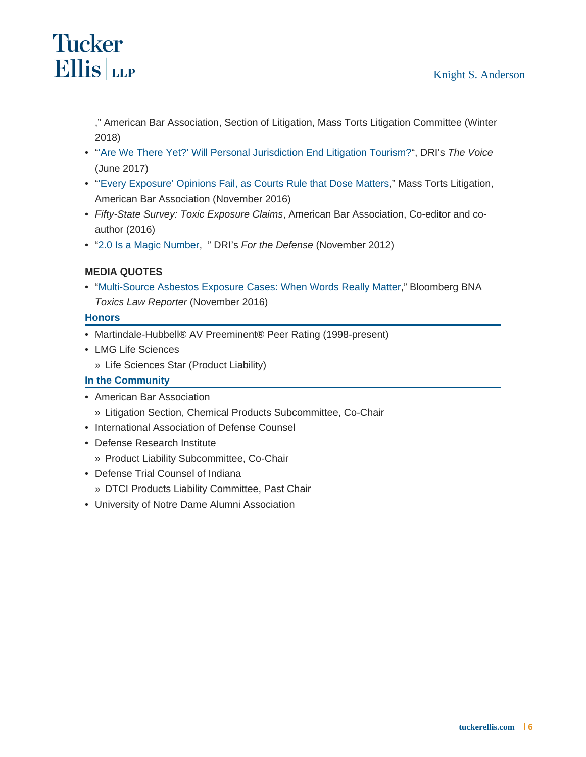," American Bar Association, Section of Litigation, Mass Torts Litigation Committee (Winter 2018)

- "'Are We There Yet?' Will Personal Jurisdiction End Litigation Tourism?", DRI's *The Voice* (June 2017)
- "'Every Exposure' Opinions Fail, as Courts Rule that Dose Matters," Mass Torts Litigation, American Bar Association (November 2016)
- *Fifty-State Survey: Toxic Exposure Claims*, American Bar Association, Co-editor and co-author (2016)
- "2.0 Is a Magic Number, " DRI's *For the Defense* (November 2012)

**MEDIA QUOTES**

- "Multi-Source Asbestos Exposure Cases: When Words Really Matter," Bloomberg BNA *Toxics Law Reporter* (November 2016)

## Honors

- Martindale-Hubbell® AV Preeminent® Peer Rating (1998-present)
- LMG Life Sciences
  - Life Sciences Star (Product Liability)

## In the Community

- American Bar Association
  - Litigation Section, Chemical Products Subcommittee, Co-Chair
- International Association of Defense Counsel
- Defense Research Institute
  - Product Liability Subcommittee, Co-Chair
- Defense Trial Counsel of Indiana
  - DTCI Products Liability Committee, Past Chair
- University of Notre Dame Alumni Association